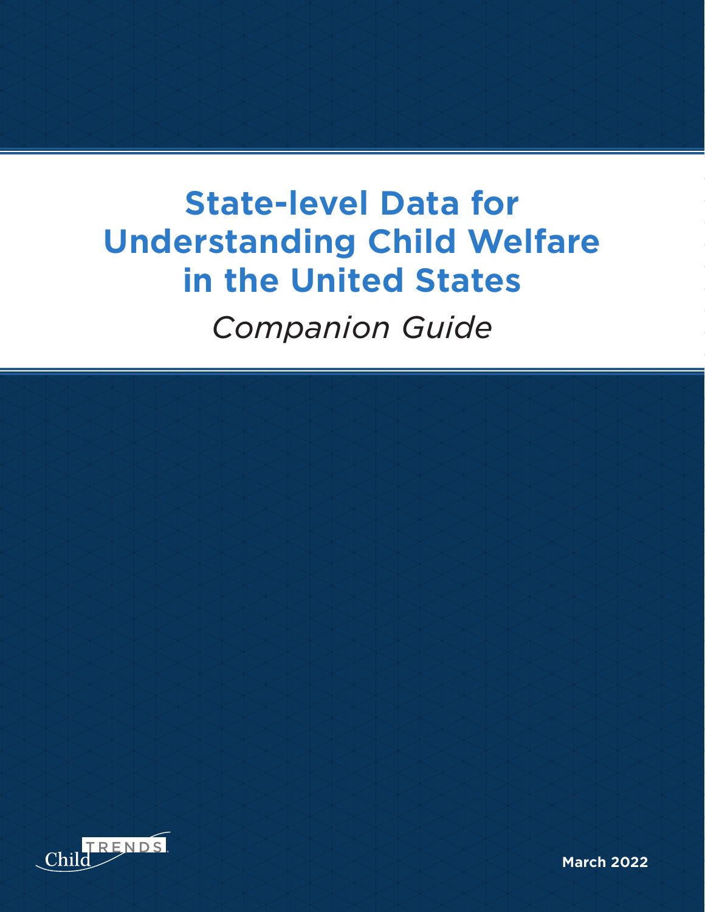# State-level Data for Understanding Child Welfare in the United States

*Companion Guide*

Child TRENDS

**March 2022**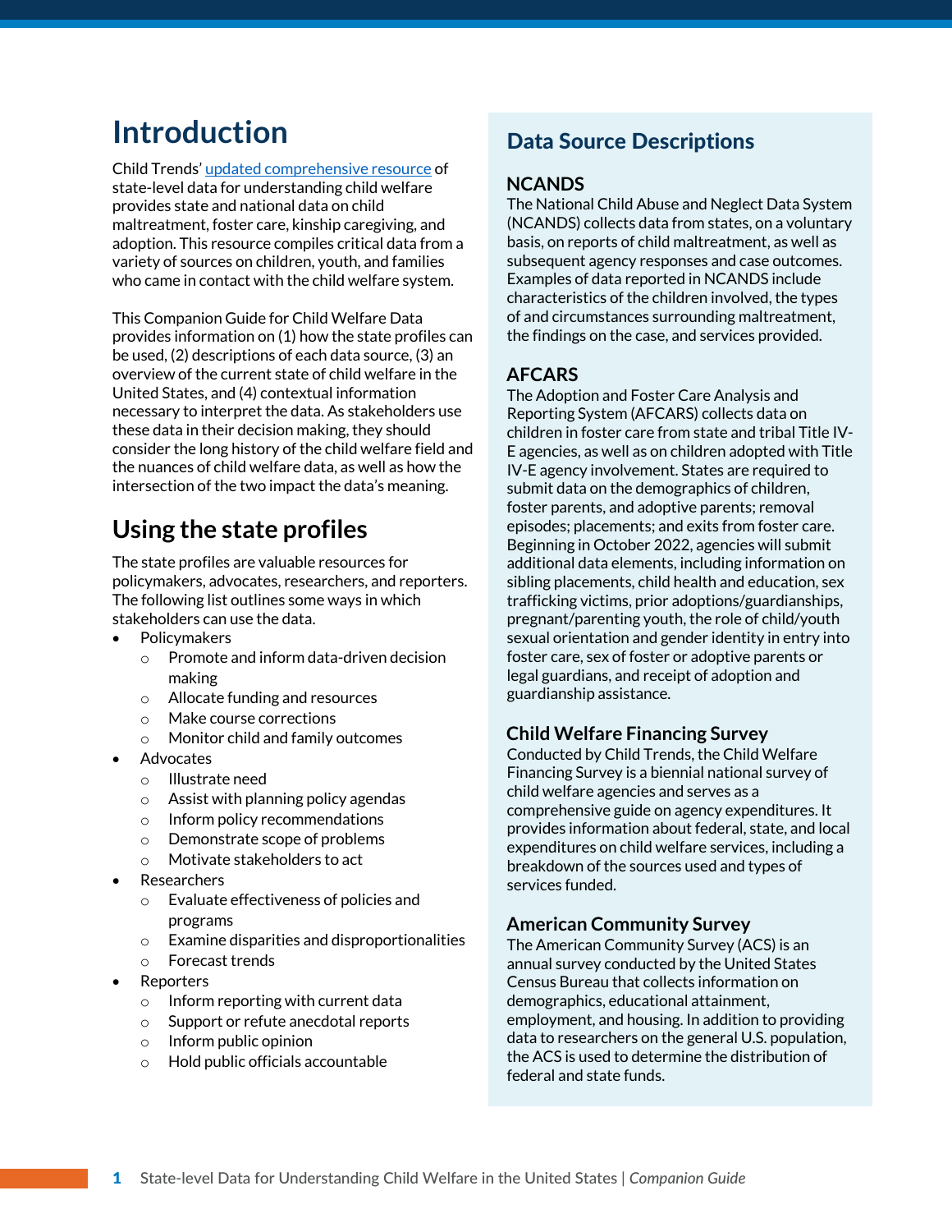# Introduction

Child Trends' [updated comprehensive resource]() of state-level data for understanding child welfare provides state and national data on child maltreatment, foster care, kinship caregiving, and adoption. This resource compiles critical data from a variety of sources on children, youth, and families who came in contact with the child welfare system.

This Companion Guide for Child Welfare Data provides information on (1) how the state profiles can be used, (2) descriptions of each data source, (3) an overview of the current state of child welfare in the United States, and (4) contextual information necessary to interpret the data. As stakeholders use these data in their decision making, they should consider the long history of the child welfare field and the nuances of child welfare data, as well as how the intersection of the two impact the data's meaning.

## Using the state profiles

The state profiles are valuable resources for policymakers, advocates, researchers, and reporters. The following list outlines some ways in which stakeholders can use the data.

- Policymakers
  - Promote and inform data-driven decision making
  - Allocate funding and resources
  - Make course corrections
  - Monitor child and family outcomes
- Advocates
  - Illustrate need
  - Assist with planning policy agendas
  - Inform policy recommendations
  - Demonstrate scope of problems
  - Motivate stakeholders to act
- Researchers
  - Evaluate effectiveness of policies and programs
  - Examine disparities and disproportionalities
  - Forecast trends
- Reporters
  - Inform reporting with current data
  - Support or refute anecdotal reports
  - Inform public opinion
  - Hold public officials accountable

## Data Source Descriptions

### NCANDS

The National Child Abuse and Neglect Data System (NCANDS) collects data from states, on a voluntary basis, on reports of child maltreatment, as well as subsequent agency responses and case outcomes. Examples of data reported in NCANDS include characteristics of the children involved, the types of and circumstances surrounding maltreatment, the findings on the case, and services provided.

### AFCARS

The Adoption and Foster Care Analysis and Reporting System (AFCARS) collects data on children in foster care from state and tribal Title IV-E agencies, as well as on children adopted with Title IV-E agency involvement. States are required to submit data on the demographics of children, foster parents, and adoptive parents; removal episodes; placements; and exits from foster care. Beginning in October 2022, agencies will submit additional data elements, including information on sibling placements, child health and education, sex trafficking victims, prior adoptions/guardianships, pregnant/parenting youth, the role of child/youth sexual orientation and gender identity in entry into foster care, sex of foster or adoptive parents or legal guardians, and receipt of adoption and guardianship assistance.

### Child Welfare Financing Survey

Conducted by Child Trends, the Child Welfare Financing Survey is a biennial national survey of child welfare agencies and serves as a comprehensive guide on agency expenditures. It provides information about federal, state, and local expenditures on child welfare services, including a breakdown of the sources used and types of services funded.

### American Community Survey

The American Community Survey (ACS) is an annual survey conducted by the United States Census Bureau that collects information on demographics, educational attainment, employment, and housing. In addition to providing data to researchers on the general U.S. population, the ACS is used to determine the distribution of federal and state funds.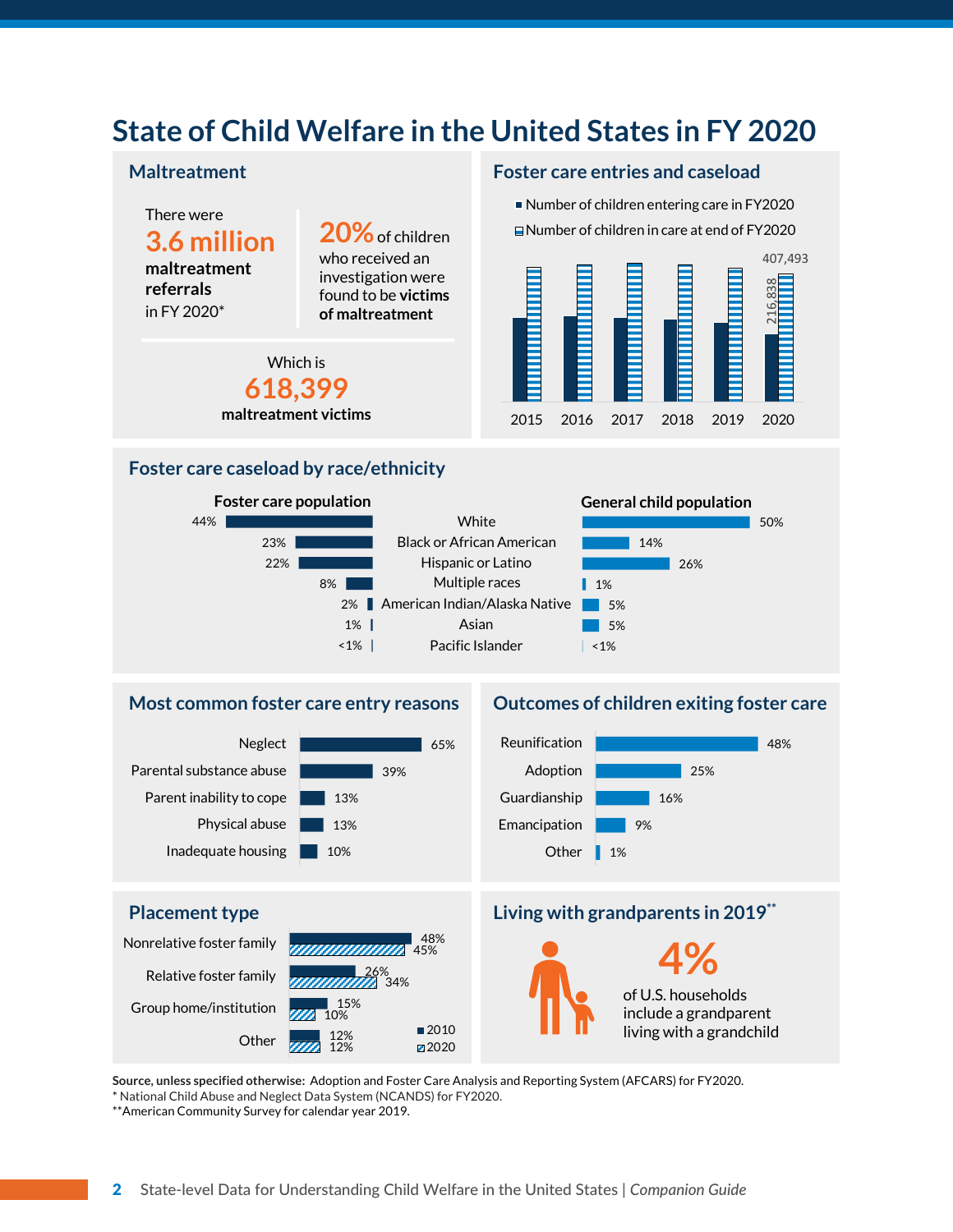# State of Child Welfare in the United States in FY 2020

## Maltreatment

There were **3.6 million** **maltreatment referrals** in FY 2020*

**20%** of children who received an investigation were **found to be victims of maltreatment**

Which is **618,399** **maltreatment victims**

## Foster care entries and caseload

Number of children entering care in FY2020

Number of children in care at end of FY2020

407,493

216,838

2015 2016 2017 2018 2019 2020

## Foster care caseload by race/ethnicity

Foster care population

General child population

White: 44% / 50%

Black or African American: 23% / 14%

Hispanic or Latino: 22% / 26%

Multiple races: 8% / 1%

American Indian/Alaska Native: 2% / 5%

Asian: 1% / 5%

Pacific Islander: <1% / <1%

## Most common foster care entry reasons

Neglect 65%

Parental substance abuse 39%

Parent inability to cope 13%

Physical abuse 13%

Inadequate housing 10%

## Outcomes of children exiting foster care

Reunification 48%

Adoption 25%

Guardianship 16%

Emancipation 9%

Other 1%

## Placement type

2010

2020

Nonrelative foster family 48% 45%

Relative foster family 26% 34%

Group home/institution 15% 10%

Other 12% 12%

## Living with grandparents in 2019**

**4%** of U.S. households include a grandparent living with a grandchild

**Source, unless specified otherwise:** Adoption and Foster Care Analysis and Reporting System (AFCARS) for FY2020.
* National Child Abuse and Neglect Data System (NCANDS) for FY2020.
**American Community Survey for calendar year 2019.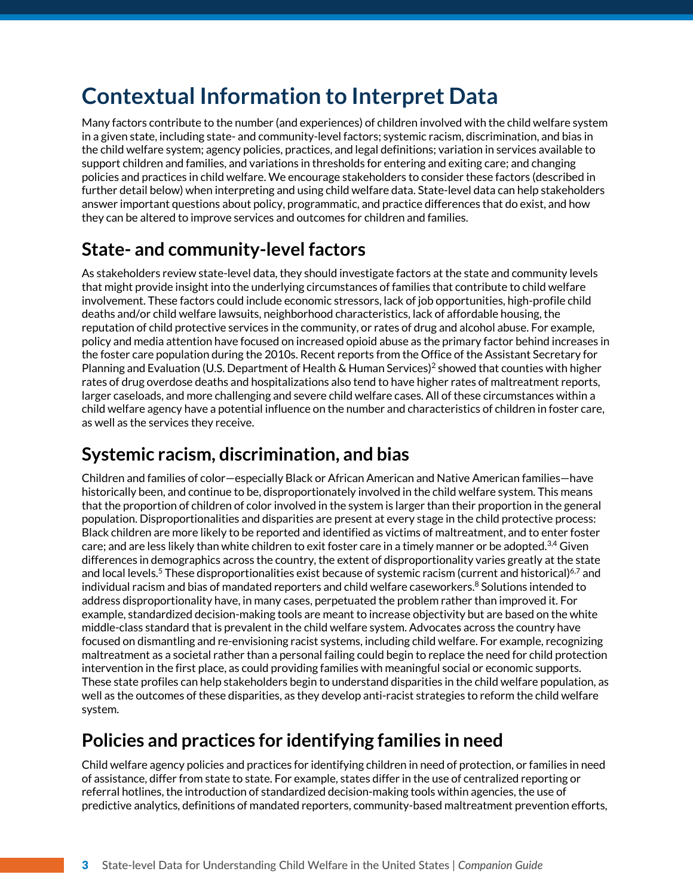# Contextual Information to Interpret Data

Many factors contribute to the number (and experiences) of children involved with the child welfare system in a given state, including state- and community-level factors; systemic racism, discrimination, and bias in the child welfare system; agency policies, practices, and legal definitions; variation in services available to support children and families, and variations in thresholds for entering and exiting care; and changing policies and practices in child welfare. We encourage stakeholders to consider these factors (described in further detail below) when interpreting and using child welfare data. State-level data can help stakeholders answer important questions about policy, programmatic, and practice differences that do exist, and how they can be altered to improve services and outcomes for children and families.

## State- and community-level factors

As stakeholders review state-level data, they should investigate factors at the state and community levels that might provide insight into the underlying circumstances of families that contribute to child welfare involvement. These factors could include economic stressors, lack of job opportunities, high-profile child deaths and/or child welfare lawsuits, neighborhood characteristics, lack of affordable housing, the reputation of child protective services in the community, or rates of drug and alcohol abuse. For example, policy and media attention have focused on increased opioid abuse as the primary factor behind increases in the foster care population during the 2010s. Recent reports from the Office of the Assistant Secretary for Planning and Evaluation (U.S. Department of Health & Human Services)[2] showed that counties with higher rates of drug overdose deaths and hospitalizations also tend to have higher rates of maltreatment reports, larger caseloads, and more challenging and severe child welfare cases. All of these circumstances within a child welfare agency have a potential influence on the number and characteristics of children in foster care, as well as the services they receive.

## Systemic racism, discrimination, and bias

Children and families of color—especially Black or African American and Native American families—have historically been, and continue to be, disproportionately involved in the child welfare system. This means that the proportion of children of color involved in the system is larger than their proportion in the general population. Disproportionalities and disparities are present at every stage in the child protective process: Black children are more likely to be reported and identified as victims of maltreatment, and to enter foster care; and are less likely than white children to exit foster care in a timely manner or be adopted.[3,4] Given differences in demographics across the country, the extent of disproportionality varies greatly at the state and local levels.[5] These disproportionalities exist because of systemic racism (current and historical)[6,7] and individual racism and bias of mandated reporters and child welfare caseworkers.[8] Solutions intended to address disproportionality have, in many cases, perpetuated the problem rather than improved it. For example, standardized decision-making tools are meant to increase objectivity but are based on the white middle-class standard that is prevalent in the child welfare system. Advocates across the country have focused on dismantling and re-envisioning racist systems, including child welfare. For example, recognizing maltreatment as a societal rather than a personal failing could begin to replace the need for child protection intervention in the first place, as could providing families with meaningful social or economic supports. These state profiles can help stakeholders begin to understand disparities in the child welfare population, as well as the outcomes of these disparities, as they develop anti-racist strategies to reform the child welfare system.

## Policies and practices for identifying families in need

Child welfare agency policies and practices for identifying children in need of protection, or families in need of assistance, differ from state to state. For example, states differ in the use of centralized reporting or referral hotlines, the introduction of standardized decision-making tools within agencies, the use of predictive analytics, definitions of mandated reporters, community-based maltreatment prevention efforts,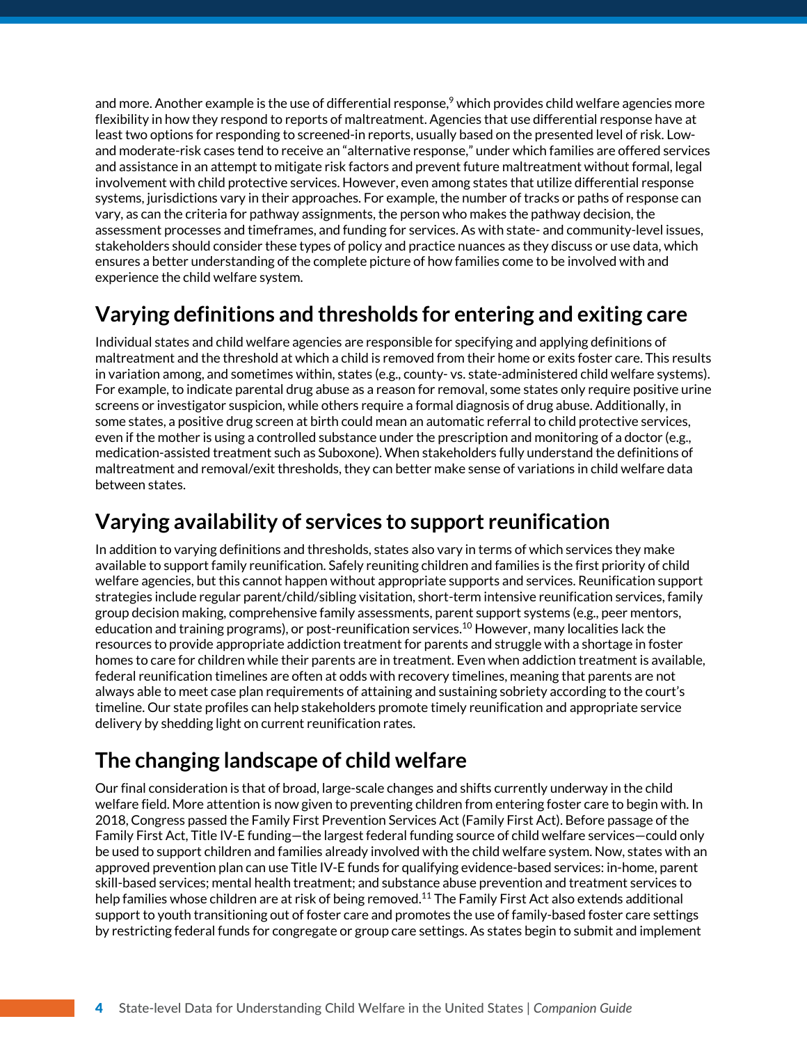and more. Another example is the use of differential response,[9] which provides child welfare agencies more flexibility in how they respond to reports of maltreatment. Agencies that use differential response have at least two options for responding to screened-in reports, usually based on the presented level of risk. Low- and moderate-risk cases tend to receive an "alternative response," under which families are offered services and assistance in an attempt to mitigate risk factors and prevent future maltreatment without formal, legal involvement with child protective services. However, even among states that utilize differential response systems, jurisdictions vary in their approaches. For example, the number of tracks or paths of response can vary, as can the criteria for pathway assignments, the person who makes the pathway decision, the assessment processes and timeframes, and funding for services. As with state- and community-level issues, stakeholders should consider these types of policy and practice nuances as they discuss or use data, which ensures a better understanding of the complete picture of how families come to be involved with and experience the child welfare system.

## Varying definitions and thresholds for entering and exiting care

Individual states and child welfare agencies are responsible for specifying and applying definitions of maltreatment and the threshold at which a child is removed from their home or exits foster care. This results in variation among, and sometimes within, states (e.g., county- vs. state-administered child welfare systems). For example, to indicate parental drug abuse as a reason for removal, some states only require positive urine screens or investigator suspicion, while others require a formal diagnosis of drug abuse. Additionally, in some states, a positive drug screen at birth could mean an automatic referral to child protective services, even if the mother is using a controlled substance under the prescription and monitoring of a doctor (e.g., medication-assisted treatment such as Suboxone). When stakeholders fully understand the definitions of maltreatment and removal/exit thresholds, they can better make sense of variations in child welfare data between states.

## Varying availability of services to support reunification

In addition to varying definitions and thresholds, states also vary in terms of which services they make available to support family reunification. Safely reuniting children and families is the first priority of child welfare agencies, but this cannot happen without appropriate supports and services. Reunification support strategies include regular parent/child/sibling visitation, short-term intensive reunification services, family group decision making, comprehensive family assessments, parent support systems (e.g., peer mentors, education and training programs), or post-reunification services.[10] However, many localities lack the resources to provide appropriate addiction treatment for parents and struggle with a shortage in foster homes to care for children while their parents are in treatment. Even when addiction treatment is available, federal reunification timelines are often at odds with recovery timelines, meaning that parents are not always able to meet case plan requirements of attaining and sustaining sobriety according to the court's timeline. Our state profiles can help stakeholders promote timely reunification and appropriate service delivery by shedding light on current reunification rates.

## The changing landscape of child welfare

Our final consideration is that of broad, large-scale changes and shifts currently underway in the child welfare field. More attention is now given to preventing children from entering foster care to begin with. In 2018, Congress passed the Family First Prevention Services Act (Family First Act). Before passage of the Family First Act, Title IV-E funding—the largest federal funding source of child welfare services—could only be used to support children and families already involved with the child welfare system. Now, states with an approved prevention plan can use Title IV-E funds for qualifying evidence-based services: in-home, parent skill-based services; mental health treatment; and substance abuse prevention and treatment services to help families whose children are at risk of being removed.[11] The Family First Act also extends additional support to youth transitioning out of foster care and promotes the use of family-based foster care settings by restricting federal funds for congregate or group care settings. As states begin to submit and implement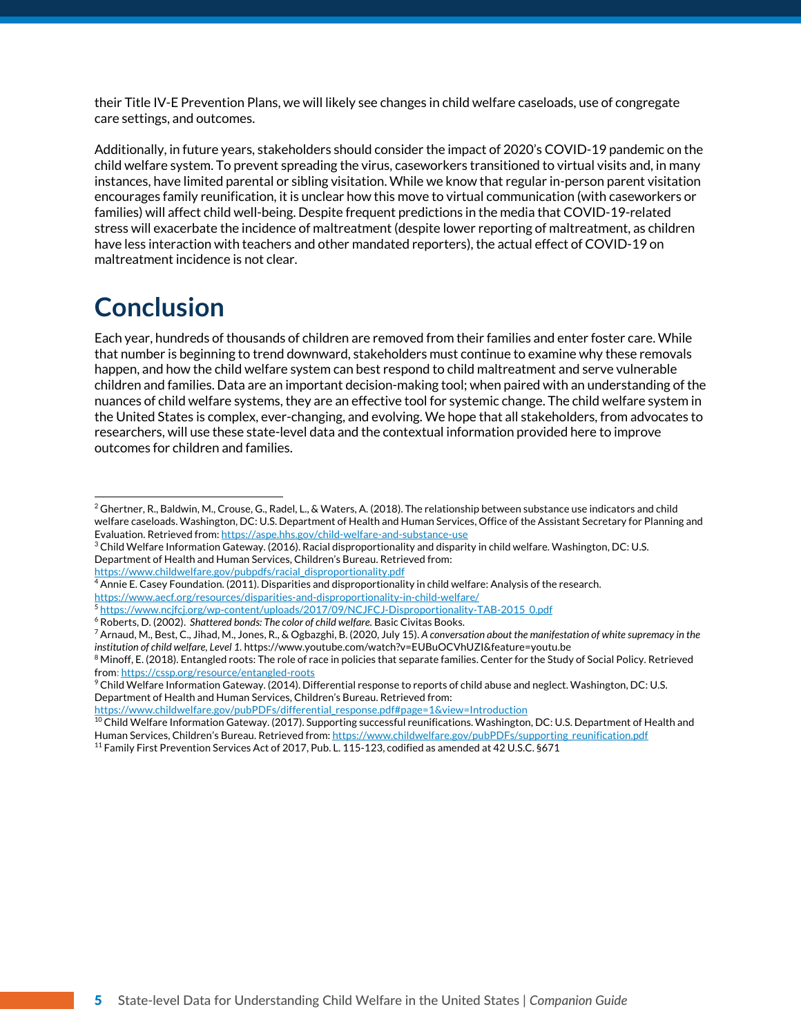their Title IV-E Prevention Plans, we will likely see changes in child welfare caseloads, use of congregate care settings, and outcomes.

Additionally, in future years, stakeholders should consider the impact of 2020's COVID-19 pandemic on the child welfare system. To prevent spreading the virus, caseworkers transitioned to virtual visits and, in many instances, have limited parental or sibling visitation. While we know that regular in-person parent visitation encourages family reunification, it is unclear how this move to virtual communication (with caseworkers or families) will affect child well-being. Despite frequent predictions in the media that COVID-19-related stress will exacerbate the incidence of maltreatment (despite lower reporting of maltreatment, as children have less interaction with teachers and other mandated reporters), the actual effect of COVID-19 on maltreatment incidence is not clear.

## Conclusion

Each year, hundreds of thousands of children are removed from their families and enter foster care. While that number is beginning to trend downward, stakeholders must continue to examine why these removals happen, and how the child welfare system can best respond to child maltreatment and serve vulnerable children and families. Data are an important decision-making tool; when paired with an understanding of the nuances of child welfare systems, they are an effective tool for systemic change. The child welfare system in the United States is complex, ever-changing, and evolving. We hope that all stakeholders, from advocates to researchers, will use these state-level data and the contextual information provided here to improve outcomes for children and families.

---

[2] Ghertner, R., Baldwin, M., Crouse, G., Radel, L., & Waters, A. (2018). The relationship between substance use indicators and child welfare caseloads. Washington, DC: U.S. Department of Health and Human Services, Office of the Assistant Secretary for Planning and Evaluation. Retrieved from: https://aspe.hhs.gov/child-welfare-and-substance-use

[3] Child Welfare Information Gateway. (2016). Racial disproportionality and disparity in child welfare. Washington, DC: U.S. Department of Health and Human Services, Children's Bureau. Retrieved from: https://www.childwelfare.gov/pubpdfs/racial_disproportionality.pdf

[4] Annie E. Casey Foundation. (2011). Disparities and disproportionality in child welfare: Analysis of the research. https://www.aecf.org/resources/disparities-and-disproportionality-in-child-welfare/

[5] https://www.ncjfcj.org/wp-content/uploads/2017/09/NCJFCJ-Disproportionality-TAB-2015_0.pdf

[6] Roberts, D. (2002). *Shattered bonds: The color of child welfare.* Basic Civitas Books.

[7] Arnaud, M., Best, C., Jihad, M., Jones, R., & Ogbazghi, B. (2020, July 15). *A conversation about the manifestation of white supremacy in the institution of child welfare, Level 1.* https://www.youtube.com/watch?v=EUBuOCVhUZI&feature=youtu.be

[8] Minoff, E. (2018). Entangled roots: The role of race in policies that separate families. Center for the Study of Social Policy. Retrieved from: https://cssp.org/resource/entangled-roots

[9] Child Welfare Information Gateway. (2014). Differential response to reports of child abuse and neglect. Washington, DC: U.S. Department of Health and Human Services, Children's Bureau. Retrieved from: https://www.childwelfare.gov/pubPDFs/differential_response.pdf#page=1&view=Introduction

[10] Child Welfare Information Gateway. (2017). Supporting successful reunifications. Washington, DC: U.S. Department of Health and Human Services, Children's Bureau. Retrieved from: https://www.childwelfare.gov/pubPDFs/supporting_reunification.pdf

[11] Family First Prevention Services Act of 2017, Pub. L. 115-123, codified as amended at 42 U.S.C. §671